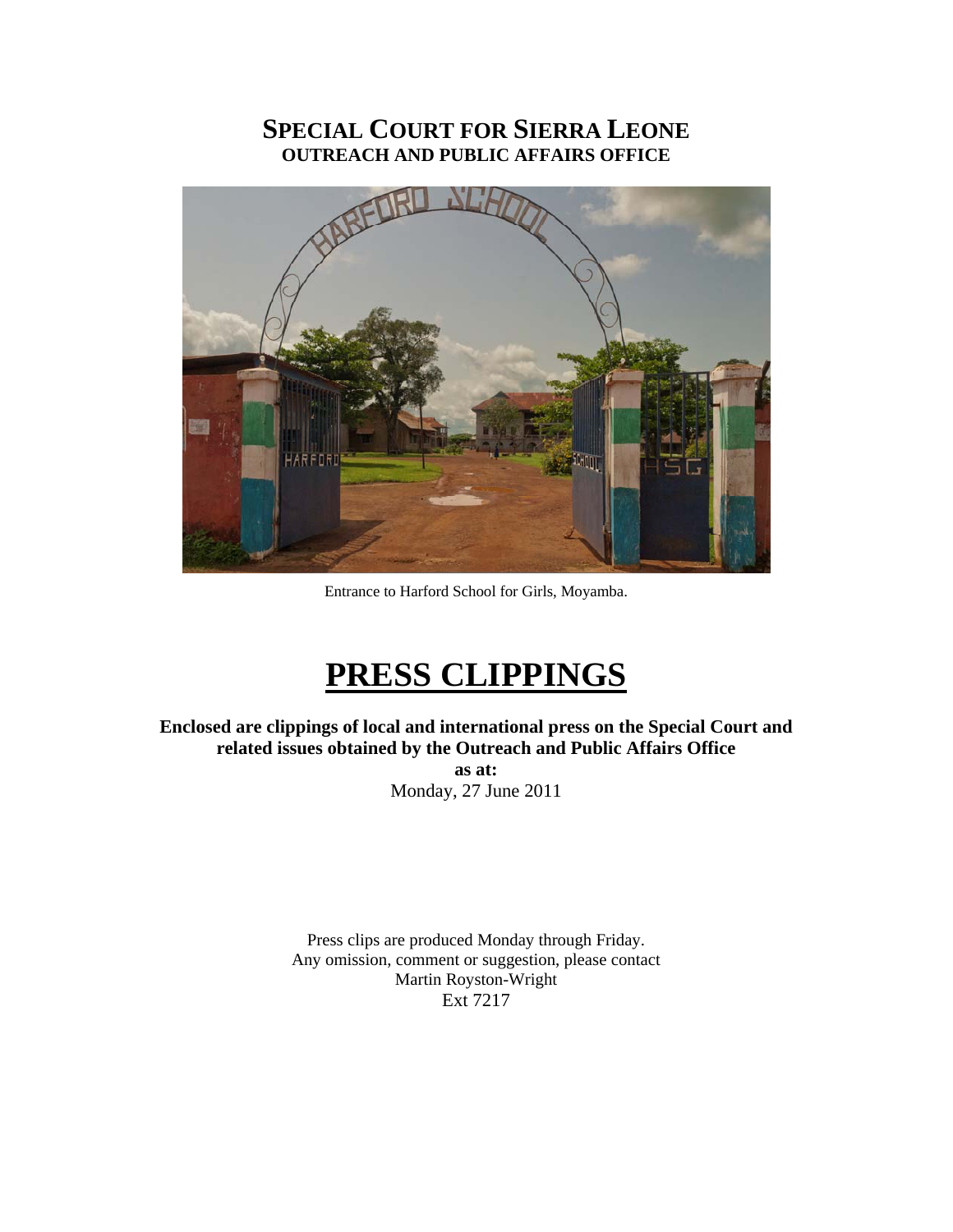# SPECIAL COURT FOR SIERRA LEONE
## OUTREACH AND PUBLIC AFFAIRS OFFICE

Entrance to Harford School for Girls, Moyamba.

# PRESS CLIPPINGS

**Enclosed are clippings of local and international press on the Special Court and related issues obtained by the Outreach and Public Affairs Office**
**as at:**
Monday, 27 June 2011

Press clips are produced Monday through Friday.
Any omission, comment or suggestion, please contact
Martin Royston-Wright
Ext 7217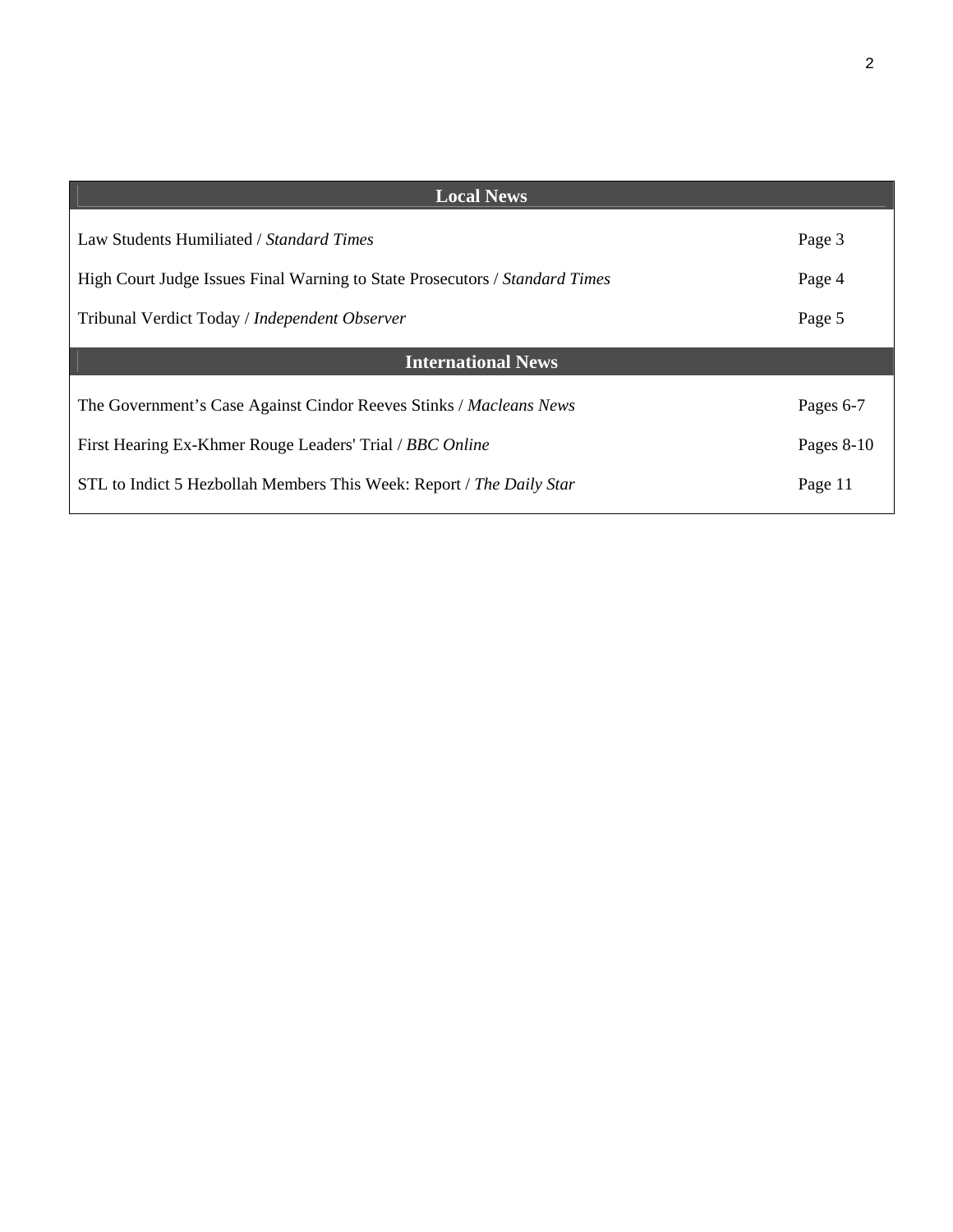| Local News | |
|---|---|
| Law Students Humiliated / *Standard Times* | Page 3 |
| High Court Judge Issues Final Warning to State Prosecutors / *Standard Times* | Page 4 |
| Tribunal Verdict Today / *Independent Observer* | Page 5 |
| **International News** | |
| The Government's Case Against Cindor Reeves Stinks / *Macleans News* | Pages 6-7 |
| First Hearing Ex-Khmer Rouge Leaders' Trial / *BBC Online* | Pages 8-10 |
| STL to Indict 5 Hezbollah Members This Week: Report / *The Daily Star* | Page 11 |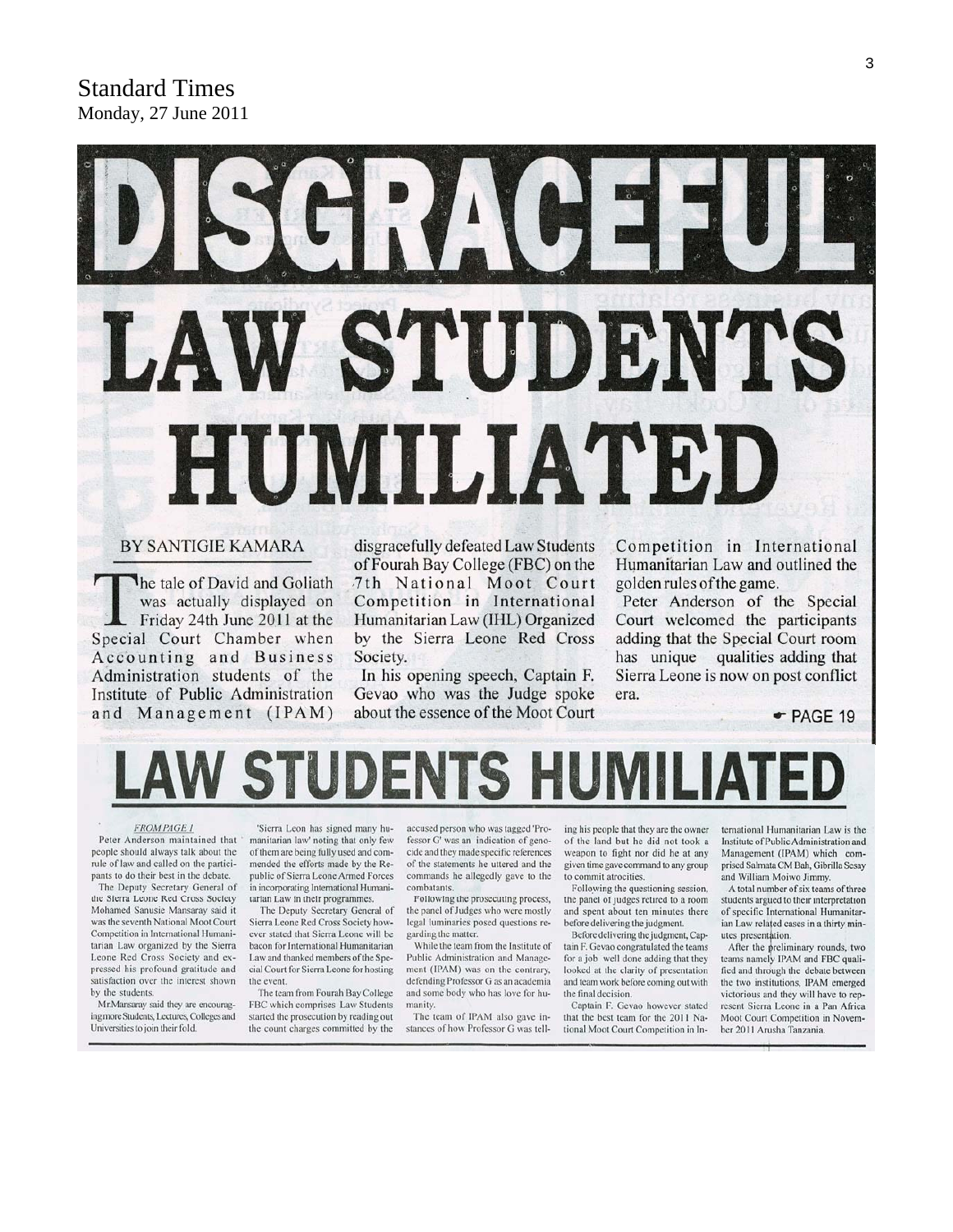Standard Times
Monday, 27 June 2011

# DISGRACEFUL LAW STUDENTS HUMILIATED

BY SANTIGIE KAMARA

The tale of David and Goliath was actually displayed on Friday 24th June 2011 at the Special Court Chamber when Accounting and Business Administration students of the Institute of Public Administration and Management (IPAM) disgracefully defeated Law Students of Fourah Bay College (FBC) on the 7th National Moot Court Competition in International Humanitarian Law (IHL) Organized by the Sierra Leone Red Cross Society.

In his opening speech, Captain F. Gevao who was the Judge spoke about the essence of the Moot Court Competition in International Humanitarian Law and outlined the golden rules of the game.

Peter Anderson of the Special Court welcomed the participants adding that the Special Court room has unique qualities adding that Sierra Leone is now on post conflict era.

PAGE 19

# LAW STUDENTS HUMILIATED

*FROM PAGE 1*

Peter Anderson maintained that people should always talk about the rule of law and called on the participants to do their best in the debate.

The Deputy Secretary General of the Sierra Leone Red Cross Society Mohamed Sanusie Mansaray said it was the seventh National Moot Court Competition in International Humanitarian Law organized by the Sierra Leone Red Cross Society and expressed his profound gratitude and satisfaction over the interest shown by the students.

Mr.Mansaray said they are encouraging more Students, Lectures, Colleges and Universities to join their fold.

'Sierra Leon has signed many humanitarian law' noting that only few of them are being fully used and commended the efforts made by the Republic of Sierra Leone Armed Forces in incorporating International Humanitarian Law in their programmes.

The Deputy Secretary General of Sierra Leone Red Cross Society however stated that Sierra Leone will be bacon for International Humanitarian Law and thanked members of the Special Court for Sierra Leone for hosting the event.

The team from Fourah Bay College FBC which comprises Law Students started the prosecution by reading out the count charges committed by the accused person who was tagged 'Professor G' was an indication of genocide and they made specific references of the statements he uttered and the commands he allegedly gave to the combatants.

Following the prosecuting process, the panel of Judges who were mostly legal luminaries posed questions regarding the matter.

While the team from the Institute of Public Administration and Management (IPAM) was on the contrary, defending Professor G as an academia and some body who has love for humanity.

The team of IPAM also gave instances of how Professor G was telling his people that they are the owner of the land but he did not took a weapon to fight nor did he at any given time gave command to any group to commit atrocities.

Following the questioning session, the panel of judges retired to a room and spent about ten minutes there before delivering the judgment.

Before delivering the judgment, Captain F. Gevao congratulated the teams for a job well done adding that they looked at the clarity of presentation and team work before coming out with the final decision.

Captain F. Gevao however stated that the best team for the 2011 National Moot Court Competition in International Humanitarian Law is the Institute of Public Administration and Management (IPAM) which comprised Salmata CM Bah, Gibrilla Sesay and William Moiwo Jimmy.

A total number of six teams of three students argued to their interpretation of specific International Humanitarian Law related cases in a thirty minutes presentation.

After the preliminary rounds, two teams namely IPAM and FBC qualified and through the debate between the two institutions, IPAM emerged victorious and they will have to represent Sierra Leone in a Pan Africa Moot Court Competition in November 2011 Arusha Tanzania.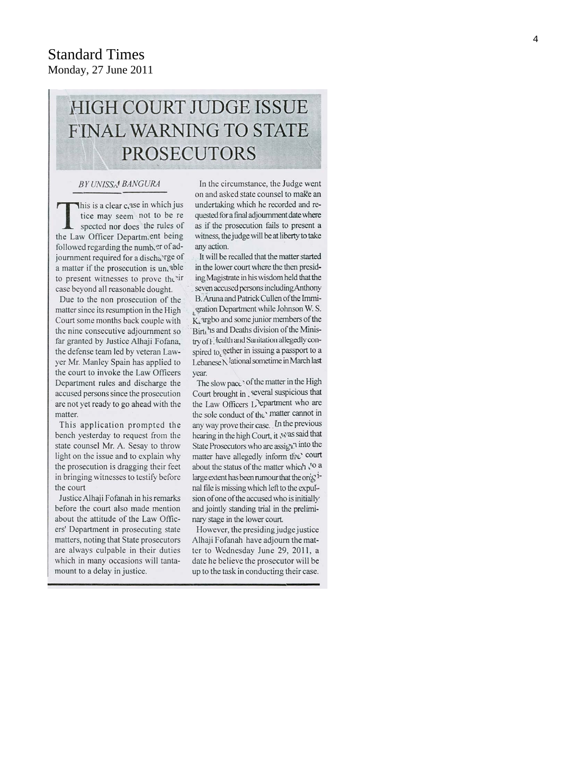Standard Times
Monday, 27 June 2011

# HIGH COURT JUDGE ISSUE FINAL WARNING TO STATE PROSECUTORS

*BY UNISSA BANGURA*

This is a clear case in which justice may seem not to be respected nor does the rules of the Law Officer Department being followed regarding the number of adjournment required for a discharge of a matter if the prosecution is unable to present witnesses to prove their case beyond all reasonable dought.

Due to the non prosecution of the matter since its resumption in the High Court some months back couple with the nine consecutive adjournment so far granted by Justice Alhaji Fofana, the defense team led by veteran Lawyer Mr. Manley Spain has applied to the court to invoke the Law Officers Department rules and discharge the accused persons since the prosecution are not yet ready to go ahead with the matter.

This application prompted the bench yesterday to request from the state counsel Mr. A. Sesay to throw light on the issue and to explain why the prosecution is dragging their feet in bringing witnesses to testify before the court

Justice Alhaji Fofanah in his remarks before the court also made mention about the attitude of the Law Officers' Department in prosecuting state matters, noting that State prosecutors are always culpable in their duties which in many occasions will tantamount to a delay in justice.

In the circumstance, the Judge went on and asked state counsel to make an undertaking which he recorded and requested for a final adjournment date where as if the prosecution fails to present a witness, the judge will be at liberty to take any action.

It will be recalled that the matter started in the lower court where the then presiding Magistrate in his wisdom held that the seven accused persons including Anthony B. Aruna and Patrick Cullen of the Immigration Department while Johnson W. S. Kargbo and some junior members of the Births and Deaths division of the Ministry of Health and Sanitation allegedly conspired together in issuing a passport to a Lebanese National sometime in March last year.

The slow pace of the matter in the High Court brought in several suspicious that the Law Officers Department who are the sole conduct of the matter cannot in any way prove their case. In the previous hearing in the high Court, it was said that State Prosecutors who are assign into the matter have allegedly inform the court about the status of the matter which to a large extent has been rumour that the original file is missing which left to the expulsion of one of the accused who is initially and jointly standing trial in the preliminary stage in the lower court.

However, the presiding judge justice Alhaji Fofanah have adjourn the matter to Wednesday June 29, 2011, a date he believe the prosecutor will be up to the task in conducting their case.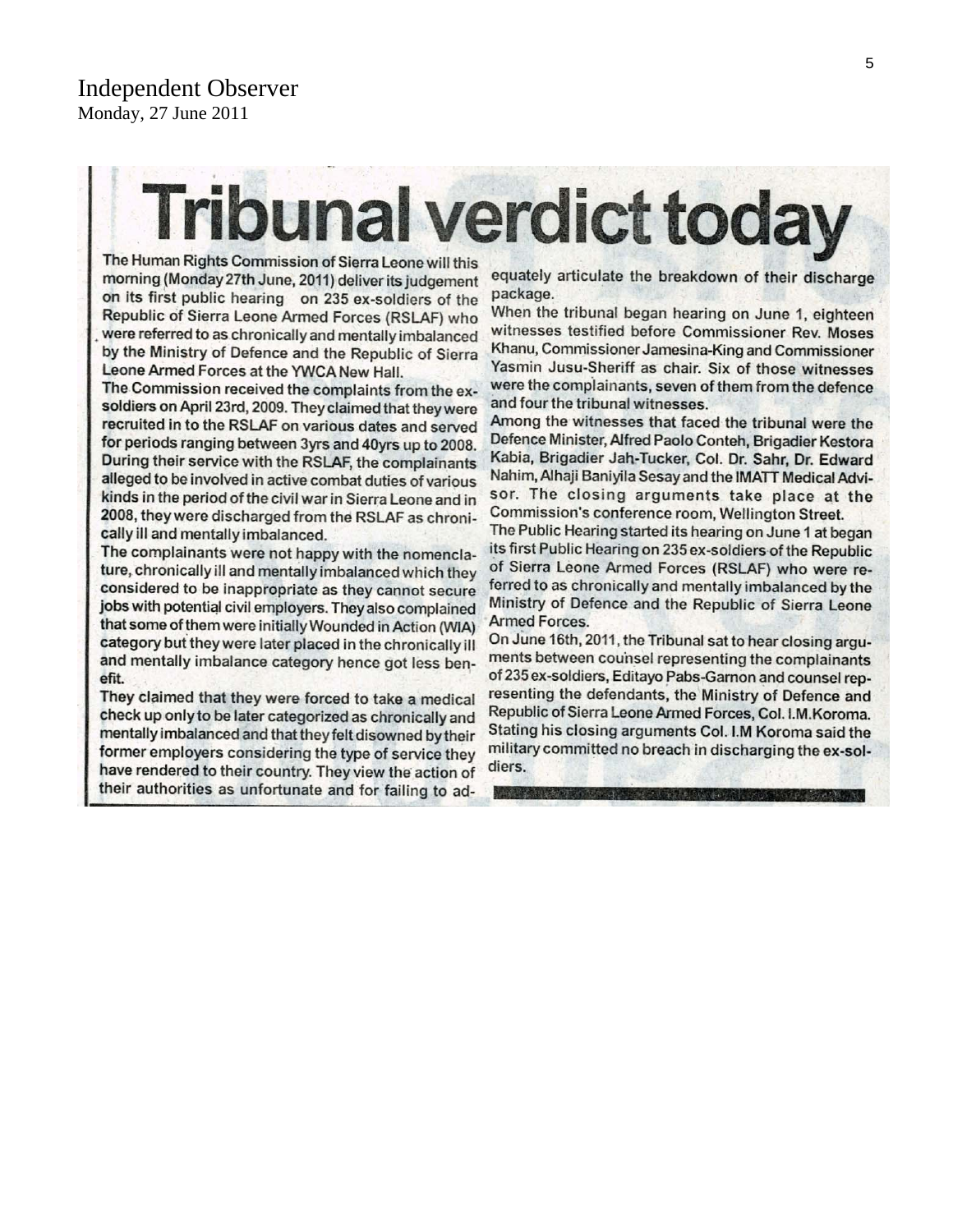Independent Observer
Monday, 27 June 2011

# Tribunal verdict today

The Human Rights Commission of Sierra Leone will this morning (Monday 27th June, 2011) deliver its judgement on its first public hearing on 235 ex-soldiers of the Republic of Sierra Leone Armed Forces (RSLAF) who were referred to as chronically and mentally imbalanced by the Ministry of Defence and the Republic of Sierra Leone Armed Forces at the YWCA New Hall.

The Commission received the complaints from the ex-soldiers on April 23rd, 2009. They claimed that they were recruited in to the RSLAF on various dates and served for periods ranging between 3yrs and 40yrs up to 2008. During their service with the RSLAF, the complainants alleged to be involved in active combat duties of various kinds in the period of the civil war in Sierra Leone and in 2008, they were discharged from the RSLAF as chronically ill and mentally imbalanced.

The complainants were not happy with the nomenclature, chronically ill and mentally imbalanced which they considered to be inappropriate as they cannot secure jobs with potential civil employers. They also complained that some of them were initially Wounded in Action (WIA) category but they were later placed in the chronically ill and mentally imbalance category hence got less benefit.

They claimed that they were forced to take a medical check up only to be later categorized as chronically and mentally imbalanced and that they felt disowned by their former employers considering the type of service they have rendered to their country. They view the action of their authorities as unfortunate and for failing to adequately articulate the breakdown of their discharge package.

When the tribunal began hearing on June 1, eighteen witnesses testified before Commissioner Rev. Moses Khanu, Commissioner Jamesina-King and Commissioner Yasmin Jusu-Sheriff as chair. Six of those witnesses were the complainants, seven of them from the defence and four the tribunal witnesses.

Among the witnesses that faced the tribunal were the Defence Minister, Alfred Paolo Conteh, Brigadier Kestora Kabia, Brigadier Jah-Tucker, Col. Dr. Sahr, Dr. Edward Nahim, Alhaji Baniyila Sesay and the IMATT Medical Advisor. The closing arguments take place at the Commission's conference room, Wellington Street.

The Public Hearing started its hearing on June 1 at began its first Public Hearing on 235 ex-soldiers of the Republic of Sierra Leone Armed Forces (RSLAF) who were referred to as chronically and mentally imbalanced by the Ministry of Defence and the Republic of Sierra Leone Armed Forces.

On June 16th, 2011, the Tribunal sat to hear closing arguments between counsel representing the complainants of 235 ex-soldiers, Editayo Pabs-Garnon and counsel representing the defendants, the Ministry of Defence and Republic of Sierra Leone Armed Forces, Col. I.M.Koroma. Stating his closing arguments Col. I.M Koroma said the military committed no breach in discharging the ex-soldiers.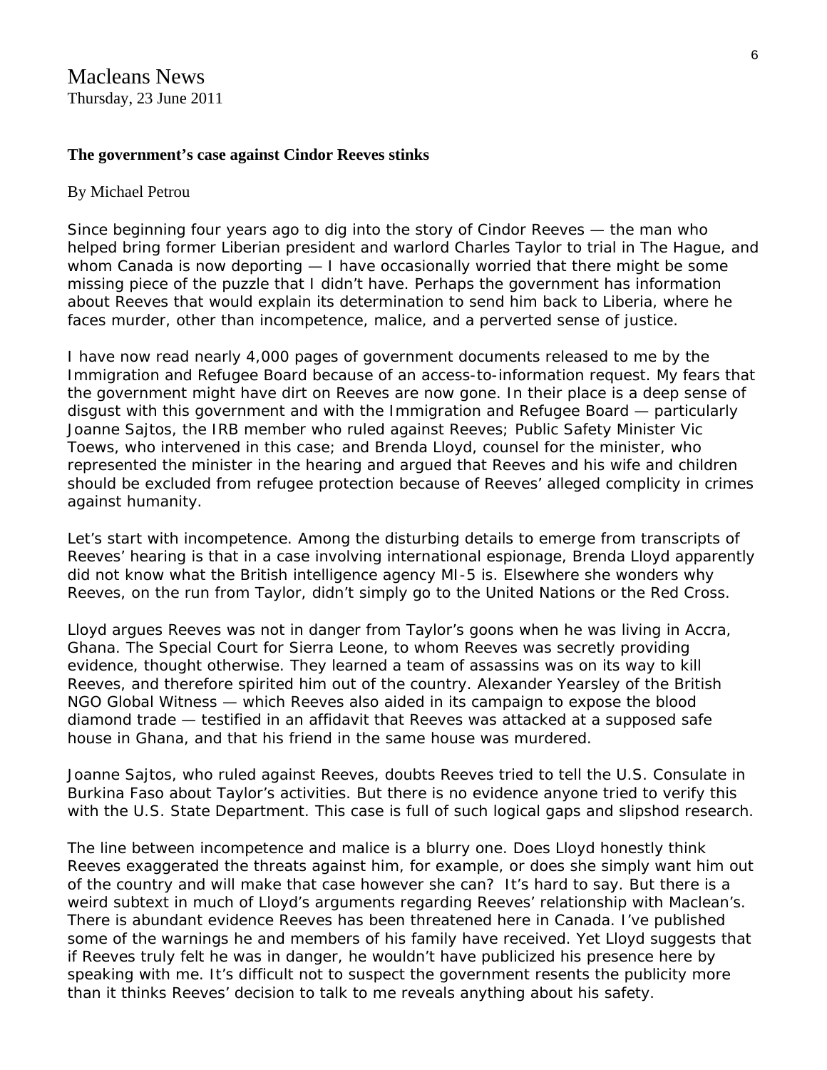Macleans News
Thursday, 23 June 2011

**The government's case against Cindor Reeves stinks**

By Michael Petrou

Since beginning four years ago to dig into the story of Cindor Reeves — the man who helped bring former Liberian president and warlord Charles Taylor to trial in The Hague, and whom Canada is now deporting — I have occasionally worried that there might be some missing piece of the puzzle that I didn't have. Perhaps the government has information about Reeves that would explain its determination to send him back to Liberia, where he faces murder, other than incompetence, malice, and a perverted sense of justice.

I have now read nearly 4,000 pages of government documents released to me by the Immigration and Refugee Board because of an access-to-information request. My fears that the government might have dirt on Reeves are now gone. In their place is a deep sense of disgust with this government and with the Immigration and Refugee Board — particularly Joanne Sajtos, the IRB member who ruled against Reeves; Public Safety Minister Vic Toews, who intervened in this case; and Brenda Lloyd, counsel for the minister, who represented the minister in the hearing and argued that Reeves and his wife and children should be excluded from refugee protection because of Reeves' alleged complicity in crimes against humanity.

Let's start with incompetence. Among the disturbing details to emerge from transcripts of Reeves' hearing is that in a case involving international espionage, Brenda Lloyd apparently did not know what the British intelligence agency MI-5 is. Elsewhere she wonders why Reeves, on the run from Taylor, didn't simply go to the United Nations or the Red Cross.

Lloyd argues Reeves was not in danger from Taylor's goons when he was living in Accra, Ghana. The Special Court for Sierra Leone, to whom Reeves was secretly providing evidence, thought otherwise. They learned a team of assassins was on its way to kill Reeves, and therefore spirited him out of the country. Alexander Yearsley of the British NGO Global Witness — which Reeves also aided in its campaign to expose the blood diamond trade — testified in an affidavit that Reeves was attacked at a supposed safe house in Ghana, and that his friend in the same house was murdered.

Joanne Sajtos, who ruled against Reeves, doubts Reeves tried to tell the U.S. Consulate in Burkina Faso about Taylor's activities. But there is no evidence anyone tried to verify this with the U.S. State Department. This case is full of such logical gaps and slipshod research.

The line between incompetence and malice is a blurry one. Does Lloyd honestly think Reeves exaggerated the threats against him, for example, or does she simply want him out of the country and will make that case however she can? It's hard to say. But there is a weird subtext in much of Lloyd's arguments regarding Reeves' relationship with Maclean's. There is abundant evidence Reeves has been threatened here in Canada. I've published some of the warnings he and members of his family have received. Yet Lloyd suggests that if Reeves truly felt he was in danger, he wouldn't have publicized his presence here by speaking with me. It's difficult not to suspect the government resents the publicity more than it thinks Reeves' decision to talk to me reveals anything about his safety.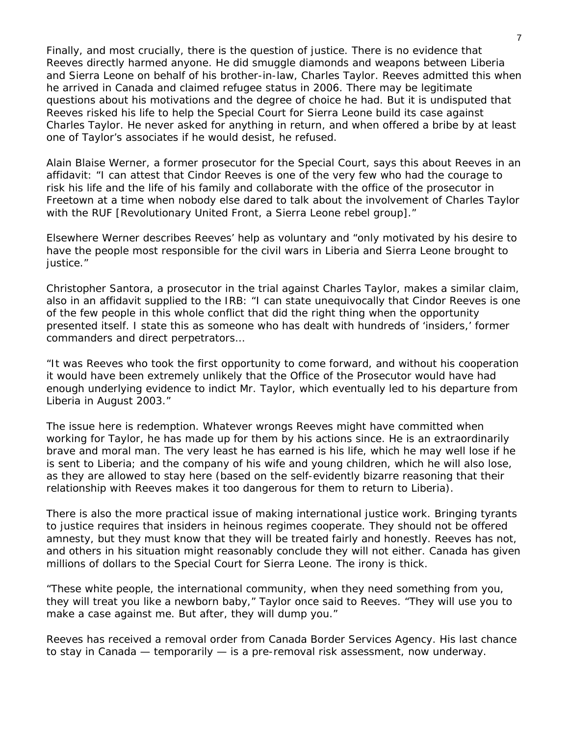Finally, and most crucially, there is the question of justice. There is no evidence that Reeves directly harmed anyone. He did smuggle diamonds and weapons between Liberia and Sierra Leone on behalf of his brother-in-law, Charles Taylor. Reeves admitted this when he arrived in Canada and claimed refugee status in 2006. There may be legitimate questions about his motivations and the degree of choice he had. But it is undisputed that Reeves risked his life to help the Special Court for Sierra Leone build its case against Charles Taylor. He never asked for anything in return, and when offered a bribe by at least one of Taylor's associates if he would desist, he refused.

Alain Blaise Werner, a former prosecutor for the Special Court, says this about Reeves in an affidavit: "I can attest that Cindor Reeves is one of the very few who had the courage to risk his life and the life of his family and collaborate with the office of the prosecutor in Freetown at a time when nobody else dared to talk about the involvement of Charles Taylor with the RUF [Revolutionary United Front, a Sierra Leone rebel group]."

Elsewhere Werner describes Reeves' help as voluntary and "only motivated by his desire to have the people most responsible for the civil wars in Liberia and Sierra Leone brought to justice."

Christopher Santora, a prosecutor in the trial against Charles Taylor, makes a similar claim, also in an affidavit supplied to the IRB: "I can state unequivocally that Cindor Reeves is one of the few people in this whole conflict that did the right thing when the opportunity presented itself. I state this as someone who has dealt with hundreds of 'insiders,' former commanders and direct perpetrators…

"It was Reeves who took the first opportunity to come forward, and without his cooperation it would have been extremely unlikely that the Office of the Prosecutor would have had enough underlying evidence to indict Mr. Taylor, which eventually led to his departure from Liberia in August 2003."

The issue here is redemption. Whatever wrongs Reeves might have committed when working for Taylor, he has made up for them by his actions since. He is an extraordinarily brave and moral man. The very least he has earned is his life, which he may well lose if he is sent to Liberia; and the company of his wife and young children, which he will also lose, as they are allowed to stay here (based on the self-evidently bizarre reasoning that their relationship with Reeves makes it too dangerous for them to return to Liberia).

There is also the more practical issue of making international justice work. Bringing tyrants to justice requires that insiders in heinous regimes cooperate. They should not be offered amnesty, but they must know that they will be treated fairly and honestly. Reeves has not, and others in his situation might reasonably conclude they will not either. Canada has given millions of dollars to the Special Court for Sierra Leone. The irony is thick.

"These white people, the international community, when they need something from you, they will treat you like a newborn baby," Taylor once said to Reeves. "They will use you to make a case against me. But after, they will dump you."

Reeves has received a removal order from Canada Border Services Agency. His last chance to stay in Canada — temporarily — is a pre-removal risk assessment, now underway.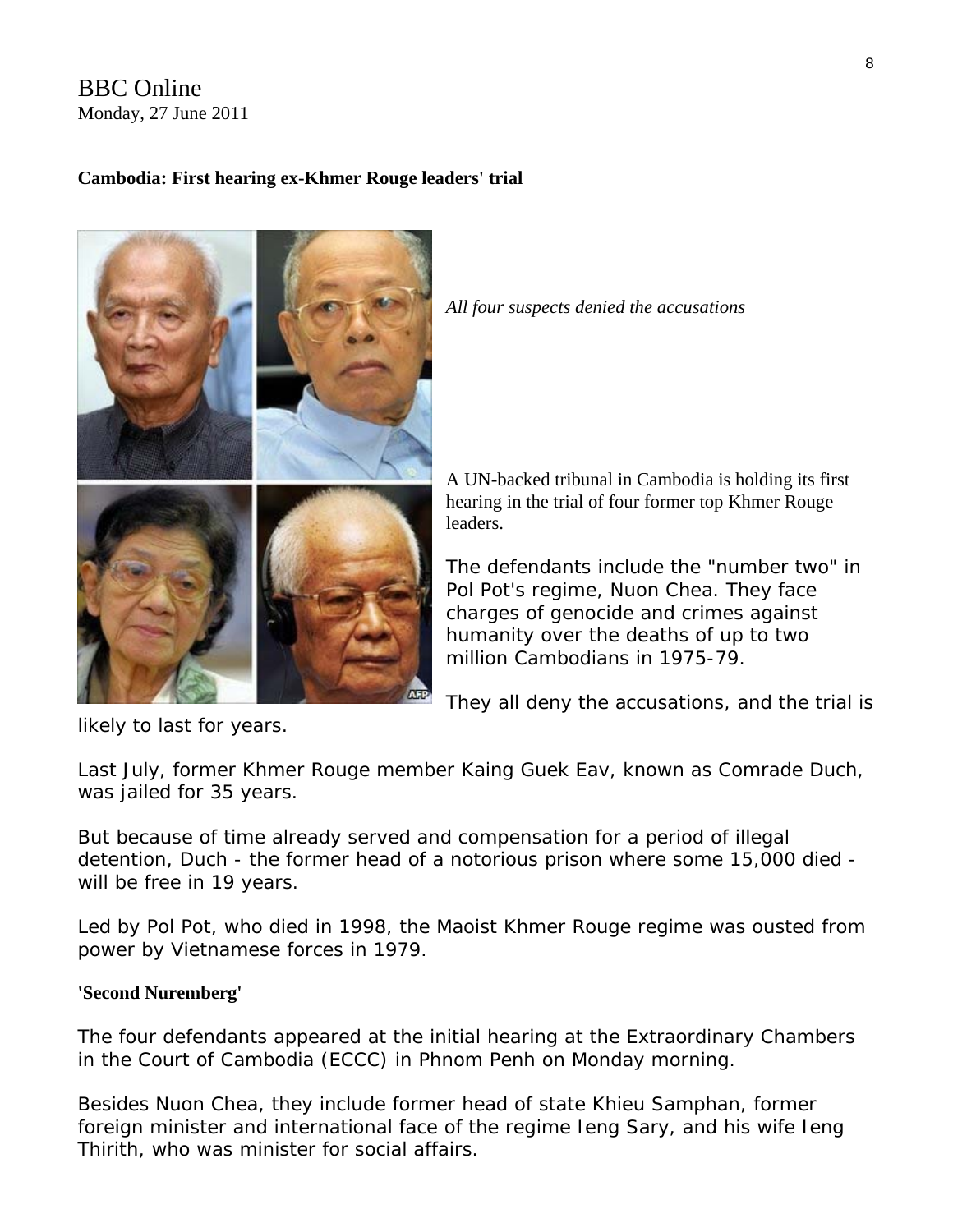BBC Online
Monday, 27 June 2011

**Cambodia: First hearing ex-Khmer Rouge leaders' trial**

*All four suspects denied the accusations*

A UN-backed tribunal in Cambodia is holding its first hearing in the trial of four former top Khmer Rouge leaders.

The defendants include the "number two" in Pol Pot's regime, Nuon Chea. They face charges of genocide and crimes against humanity over the deaths of up to two million Cambodians in 1975-79.

They all deny the accusations, and the trial is likely to last for years.

Last July, former Khmer Rouge member Kaing Guek Eav, known as Comrade Duch, was jailed for 35 years.

But because of time already served and compensation for a period of illegal detention, Duch - the former head of a notorious prison where some 15,000 died - will be free in 19 years.

Led by Pol Pot, who died in 1998, the Maoist Khmer Rouge regime was ousted from power by Vietnamese forces in 1979.

**'Second Nuremberg'**

The four defendants appeared at the initial hearing at the Extraordinary Chambers in the Court of Cambodia (ECCC) in Phnom Penh on Monday morning.

Besides Nuon Chea, they include former head of state Khieu Samphan, former foreign minister and international face of the regime Ieng Sary, and his wife Ieng Thirith, who was minister for social affairs.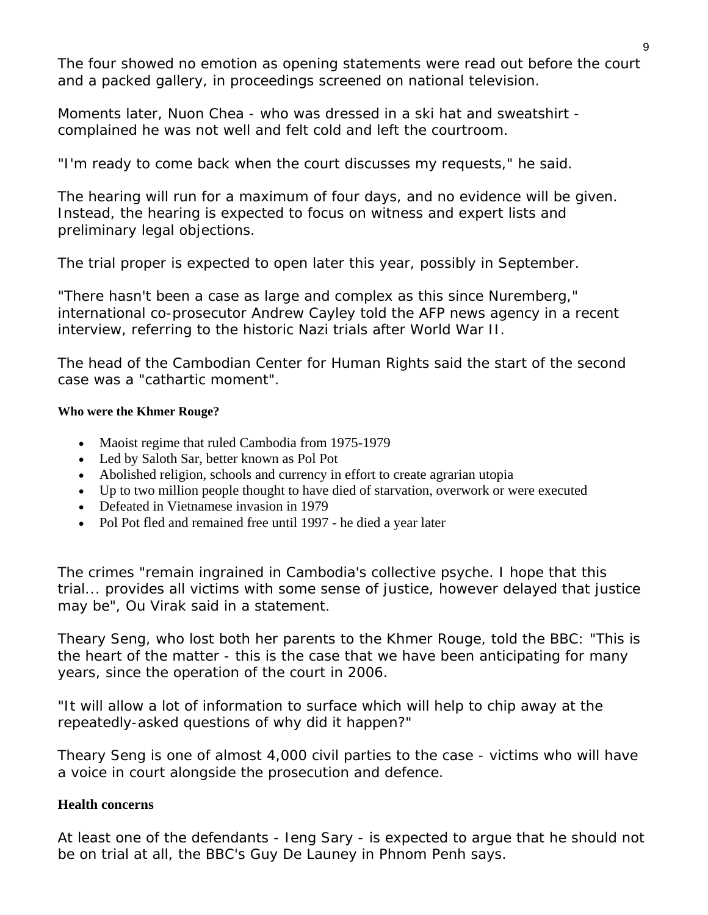The four showed no emotion as opening statements were read out before the court and a packed gallery, in proceedings screened on national television.

Moments later, Nuon Chea - who was dressed in a ski hat and sweatshirt - complained he was not well and felt cold and left the courtroom.

"I'm ready to come back when the court discusses my requests," he said.

The hearing will run for a maximum of four days, and no evidence will be given. Instead, the hearing is expected to focus on witness and expert lists and preliminary legal objections.

The trial proper is expected to open later this year, possibly in September.

"There hasn't been a case as large and complex as this since Nuremberg," international co-prosecutor Andrew Cayley told the AFP news agency in a recent interview, referring to the historic Nazi trials after World War II.

The head of the Cambodian Center for Human Rights said the start of the second case was a "cathartic moment".

**Who were the Khmer Rouge?**

- Maoist regime that ruled Cambodia from 1975-1979
- Led by Saloth Sar, better known as Pol Pot
- Abolished religion, schools and currency in effort to create agrarian utopia
- Up to two million people thought to have died of starvation, overwork or were executed
- Defeated in Vietnamese invasion in 1979
- Pol Pot fled and remained free until 1997 - he died a year later

The crimes "remain ingrained in Cambodia's collective psyche. I hope that this trial... provides all victims with some sense of justice, however delayed that justice may be", Ou Virak said in a statement.

Theary Seng, who lost both her parents to the Khmer Rouge, told the BBC: "This is the heart of the matter - this is the case that we have been anticipating for many years, since the operation of the court in 2006.

"It will allow a lot of information to surface which will help to chip away at the repeatedly-asked questions of why did it happen?"

Theary Seng is one of almost 4,000 civil parties to the case - victims who will have a voice in court alongside the prosecution and defence.

**Health concerns**

At least one of the defendants - Ieng Sary - is expected to argue that he should not be on trial at all, the BBC's Guy De Launey in Phnom Penh says.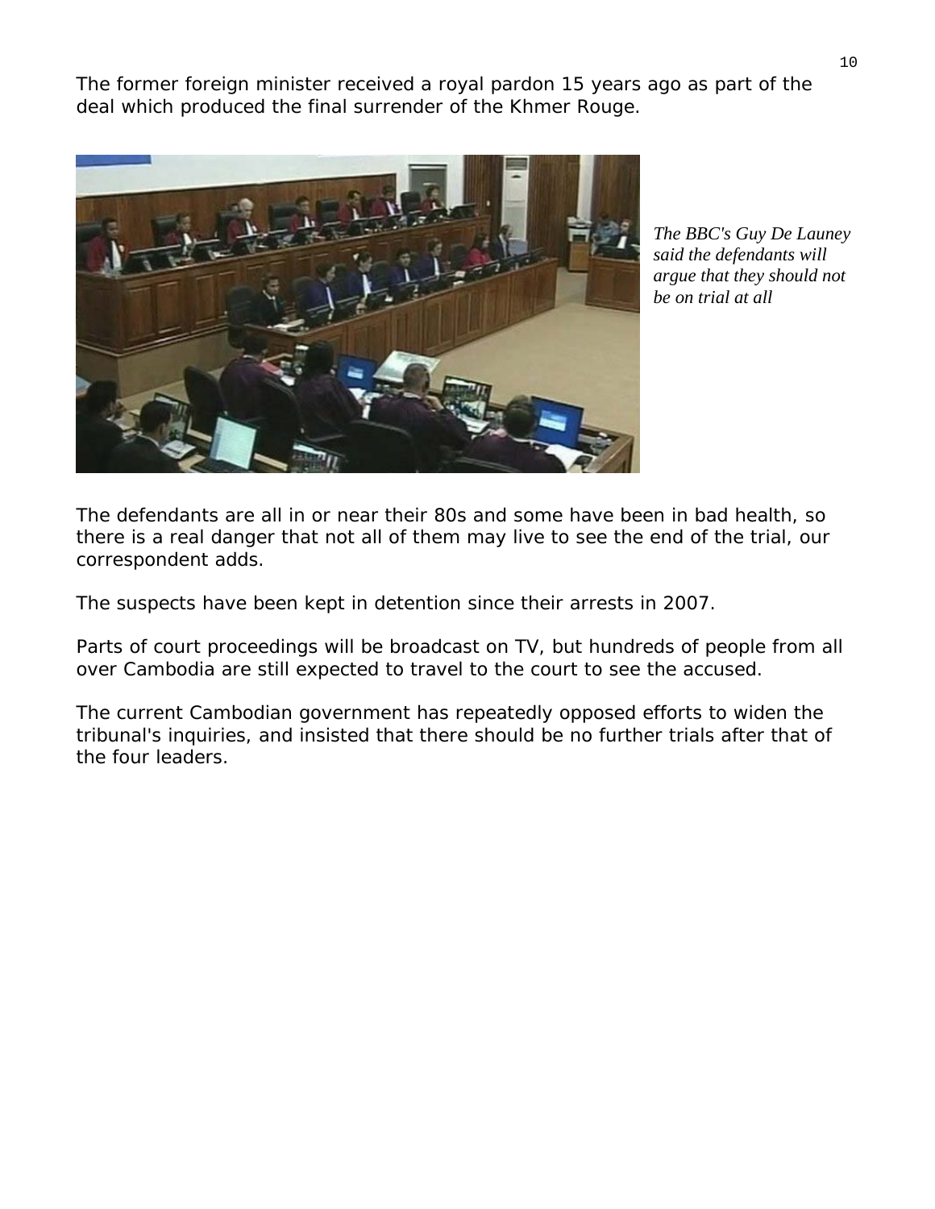The former foreign minister received a royal pardon 15 years ago as part of the deal which produced the final surrender of the Khmer Rouge.

*The BBC's Guy De Launey said the defendants will argue that they should not be on trial at all*

The defendants are all in or near their 80s and some have been in bad health, so there is a real danger that not all of them may live to see the end of the trial, our correspondent adds.

The suspects have been kept in detention since their arrests in 2007.

Parts of court proceedings will be broadcast on TV, but hundreds of people from all over Cambodia are still expected to travel to the court to see the accused.

The current Cambodian government has repeatedly opposed efforts to widen the tribunal's inquiries, and insisted that there should be no further trials after that of the four leaders.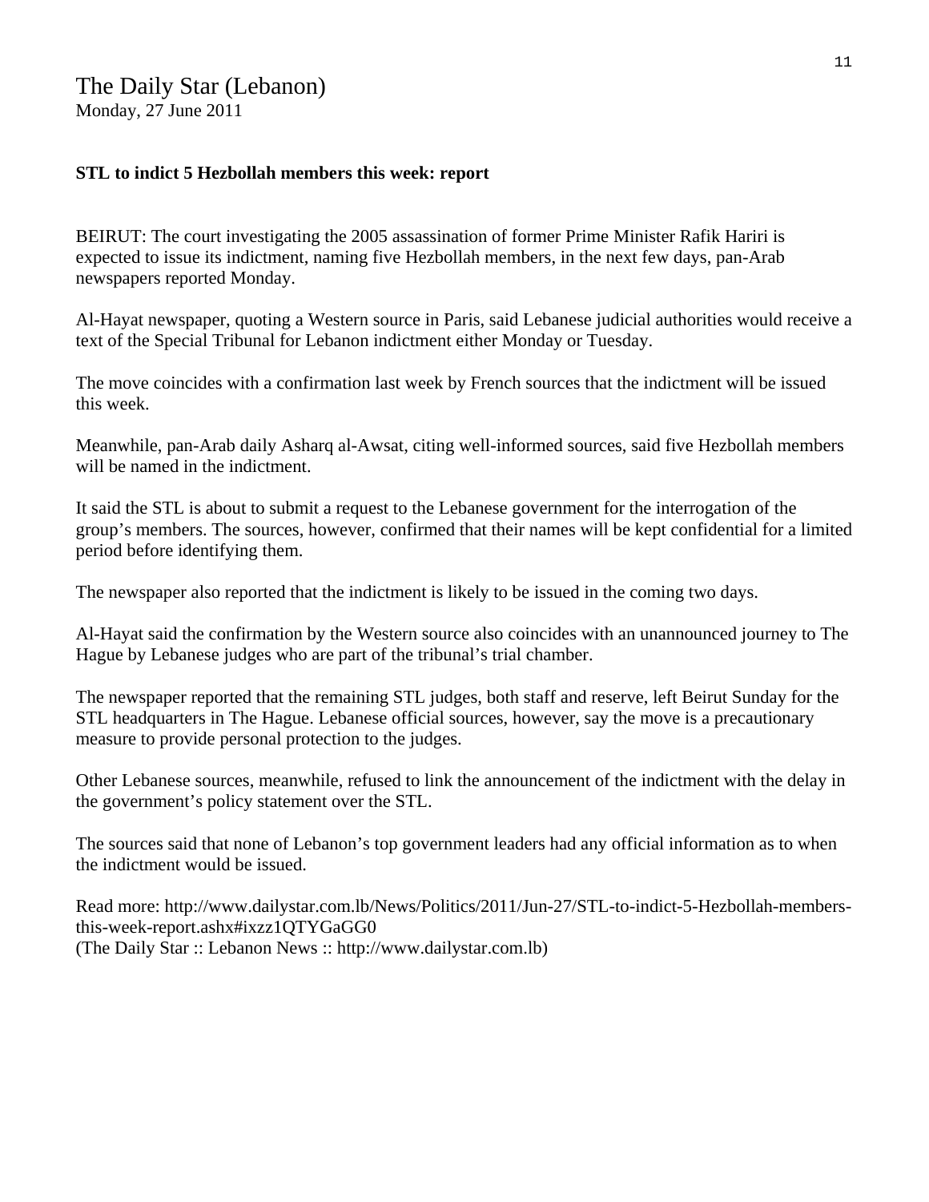The Daily Star (Lebanon)
Monday, 27 June 2011

**STL to indict 5 Hezbollah members this week: report**

BEIRUT: The court investigating the 2005 assassination of former Prime Minister Rafik Hariri is expected to issue its indictment, naming five Hezbollah members, in the next few days, pan-Arab newspapers reported Monday.

Al-Hayat newspaper, quoting a Western source in Paris, said Lebanese judicial authorities would receive a text of the Special Tribunal for Lebanon indictment either Monday or Tuesday.

The move coincides with a confirmation last week by French sources that the indictment will be issued this week.

Meanwhile, pan-Arab daily Asharq al-Awsat, citing well-informed sources, said five Hezbollah members will be named in the indictment.

It said the STL is about to submit a request to the Lebanese government for the interrogation of the group's members. The sources, however, confirmed that their names will be kept confidential for a limited period before identifying them.

The newspaper also reported that the indictment is likely to be issued in the coming two days.

Al-Hayat said the confirmation by the Western source also coincides with an unannounced journey to The Hague by Lebanese judges who are part of the tribunal's trial chamber.

The newspaper reported that the remaining STL judges, both staff and reserve, left Beirut Sunday for the STL headquarters in The Hague. Lebanese official sources, however, say the move is a precautionary measure to provide personal protection to the judges.

Other Lebanese sources, meanwhile, refused to link the announcement of the indictment with the delay in the government's policy statement over the STL.

The sources said that none of Lebanon's top government leaders had any official information as to when the indictment would be issued.

Read more: http://www.dailystar.com.lb/News/Politics/2011/Jun-27/STL-to-indict-5-Hezbollah-members-this-week-report.ashx#ixzz1QTYGaGG0
(The Daily Star :: Lebanon News :: http://www.dailystar.com.lb)